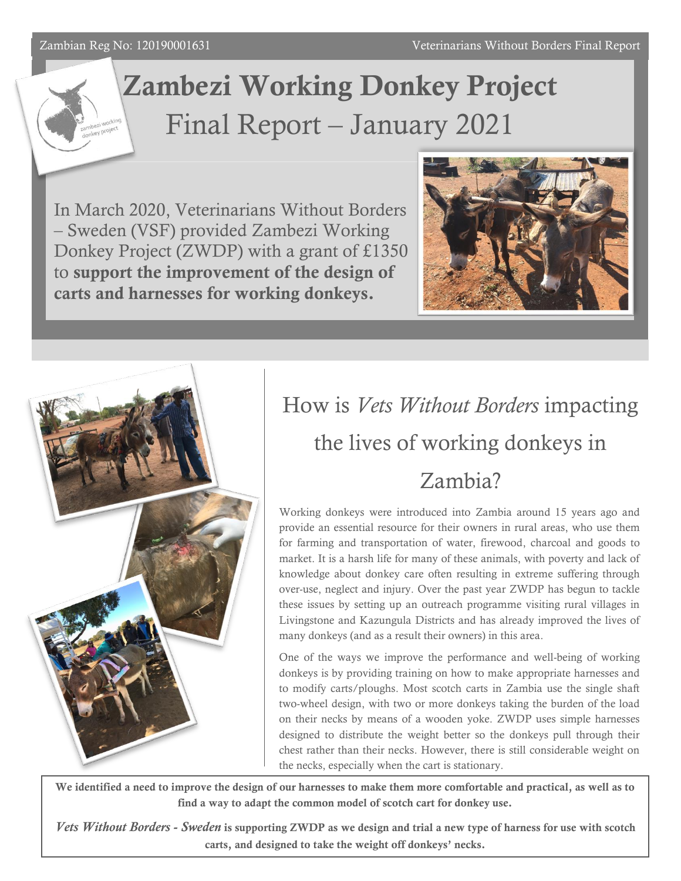Zambian Reg No: 120190001631

# Zambezi Working Donkey Project

## Final Report – January 2021

In March 2020, Veterinarians Without Borders – Sweden (VSF) provided Zambezi Working Donkey Project (ZWDP) with a grant of £1350 to **support the improvement of the design of carts and harnesses for working donkeys.**

## How is *Vets Without Borders* impacting the lives of working donkeys in Zambia?

Working donkeys were introduced into Zambia around 15 years ago and provide an essential resource for their owners in rural areas, who use them for farming and transportation of water, firewood, charcoal and goods to market. It is a harsh life for many of these animals, with poverty and lack of knowledge about donkey care often resulting in extreme suffering through over-use, neglect and injury. Over the past year ZWDP has begun to tackle these issues by setting up an outreach programme visiting rural villages in Livingstone and Kazungula Districts and has already improved the lives of many donkeys (and as a result their owners) in this area.

One of the ways we improve the performance and well-being of working donkeys is by providing training on how to make appropriate harnesses and to modify carts/ploughs. Most scotch carts in Zambia use the single shaft two-wheel design, with two or more donkeys taking the burden of the load on their necks by means of a wooden yoke. ZWDP uses simple harnesses designed to distribute the weight better so the donkeys pull through their chest rather than their necks. However, there is still considerable weight on the necks, especially when the cart is stationary.

**We identified a need to improve the design of our harnesses to make them more comfortable and practical, as well as to find a way to adapt the common model of scotch cart for donkey use.**

***Vets Without Borders - Sweden*** **is supporting ZWDP as we design and trial a new type of harness for use with scotch carts, and designed to take the weight off donkeys' necks.**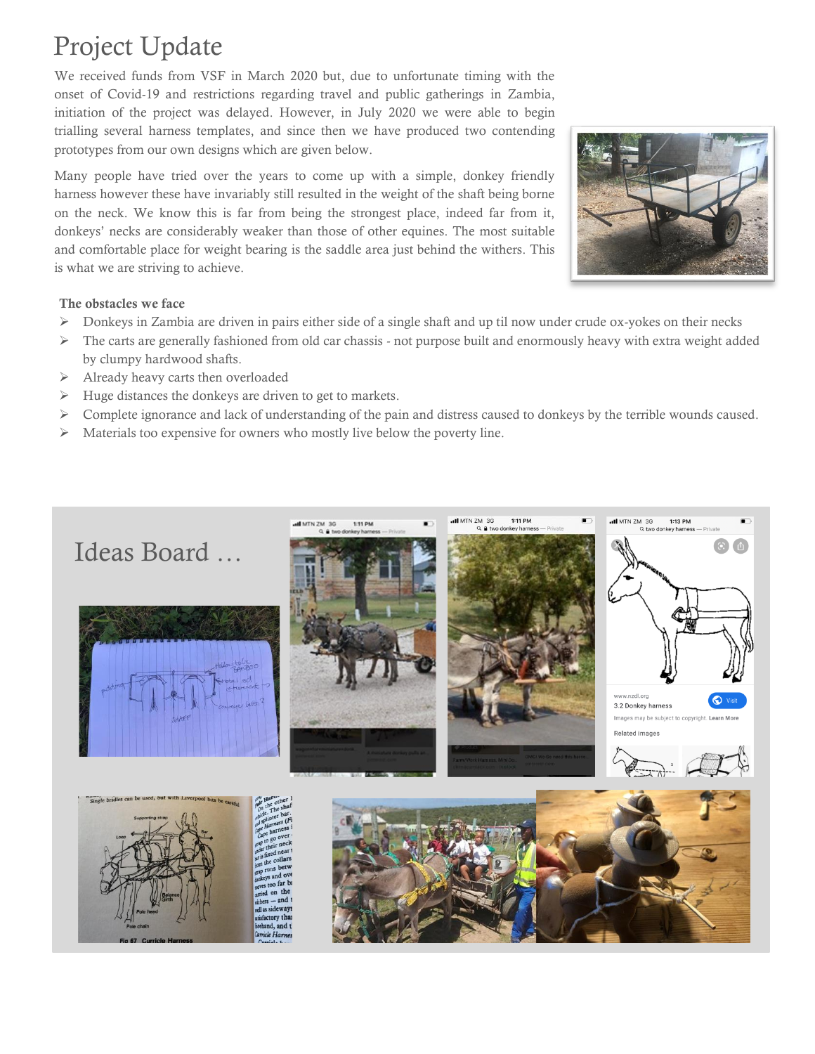# Project Update

We received funds from VSF in March 2020 but, due to unfortunate timing with the onset of Covid-19 and restrictions regarding travel and public gatherings in Zambia, initiation of the project was delayed. However, in July 2020 we were able to begin trialling several harness templates, and since then we have produced two contending prototypes from our own designs which are given below.

Many people have tried over the years to come up with a simple, donkey friendly harness however these have invariably still resulted in the weight of the shaft being borne on the neck. We know this is far from being the strongest place, indeed far from it, donkeys' necks are considerably weaker than those of other equines. The most suitable and comfortable place for weight bearing is the saddle area just behind the withers. This is what we are striving to achieve.

**The obstacles we face**

- Donkeys in Zambia are driven in pairs either side of a single shaft and up til now under crude ox-yokes on their necks
- The carts are generally fashioned from old car chassis - not purpose built and enormously heavy with extra weight added by clumpy hardwood shafts.
- Already heavy carts then overloaded
- Huge distances the donkeys are driven to get to markets.
- Complete ignorance and lack of understanding of the pain and distress caused to donkeys by the terrible wounds caused.
- Materials too expensive for owners who mostly live below the poverty line.

## Ideas Board …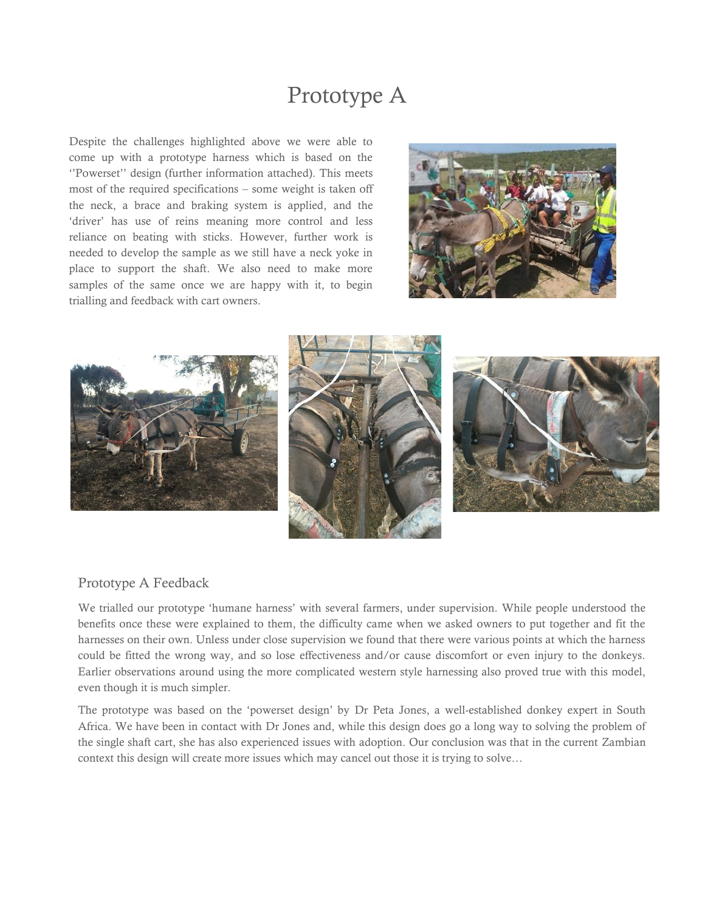# Prototype A

Despite the challenges highlighted above we were able to come up with a prototype harness which is based on the ''Powerset'' design (further information attached). This meets most of the required specifications – some weight is taken off the neck, a brace and braking system is applied, and the 'driver' has use of reins meaning more control and less reliance on beating with sticks. However, further work is needed to develop the sample as we still have a neck yoke in place to support the shaft. We also need to make more samples of the same once we are happy with it, to begin trialling and feedback with cart owners.

## Prototype A Feedback

We trialled our prototype 'humane harness' with several farmers, under supervision. While people understood the benefits once these were explained to them, the difficulty came when we asked owners to put together and fit the harnesses on their own. Unless under close supervision we found that there were various points at which the harness could be fitted the wrong way, and so lose effectiveness and/or cause discomfort or even injury to the donkeys. Earlier observations around using the more complicated western style harnessing also proved true with this model, even though it is much simpler.

The prototype was based on the 'powerset design' by Dr Peta Jones, a well-established donkey expert in South Africa. We have been in contact with Dr Jones and, while this design does go a long way to solving the problem of the single shaft cart, she has also experienced issues with adoption. Our conclusion was that in the current Zambian context this design will create more issues which may cancel out those it is trying to solve…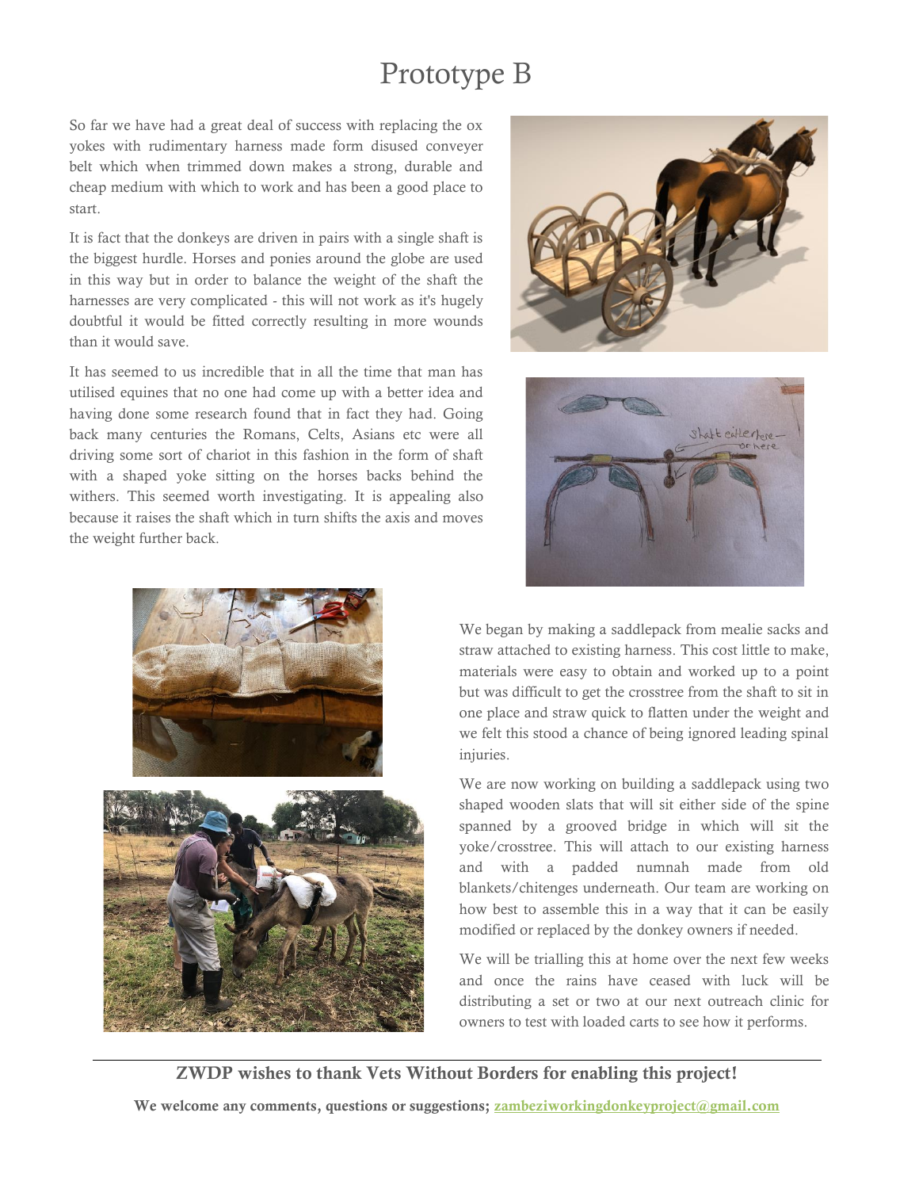# Prototype B

So far we have had a great deal of success with replacing the ox yokes with rudimentary harness made form disused conveyer belt which when trimmed down makes a strong, durable and cheap medium with which to work and has been a good place to start.

It is fact that the donkeys are driven in pairs with a single shaft is the biggest hurdle. Horses and ponies around the globe are used in this way but in order to balance the weight of the shaft the harnesses are very complicated - this will not work as it's hugely doubtful it would be fitted correctly resulting in more wounds than it would save.

It has seemed to us incredible that in all the time that man has utilised equines that no one had come up with a better idea and having done some research found that in fact they had. Going back many centuries the Romans, Celts, Asians etc were all driving some sort of chariot in this fashion in the form of shaft with a shaped yoke sitting on the horses backs behind the withers. This seemed worth investigating. It is appealing also because it raises the shaft which in turn shifts the axis and moves the weight further back.

We began by making a saddlepack from mealie sacks and straw attached to existing harness. This cost little to make, materials were easy to obtain and worked up to a point but was difficult to get the crosstree from the shaft to sit in one place and straw quick to flatten under the weight and we felt this stood a chance of being ignored leading spinal injuries.

We are now working on building a saddlepack using two shaped wooden slats that will sit either side of the spine spanned by a grooved bridge in which will sit the yoke/crosstree. This will attach to our existing harness and with a padded numnah made from old blankets/chitenges underneath. Our team are working on how best to assemble this in a way that it can be easily modified or replaced by the donkey owners if needed.

We will be trialling this at home over the next few weeks and once the rains have ceased with luck will be distributing a set or two at our next outreach clinic for owners to test with loaded carts to see how it performs.

---

**ZWDP wishes to thank Vets Without Borders for enabling this project!**

**We welcome any comments, questions or suggestions; zambeziworkingdonkeyproject@gmail.com**